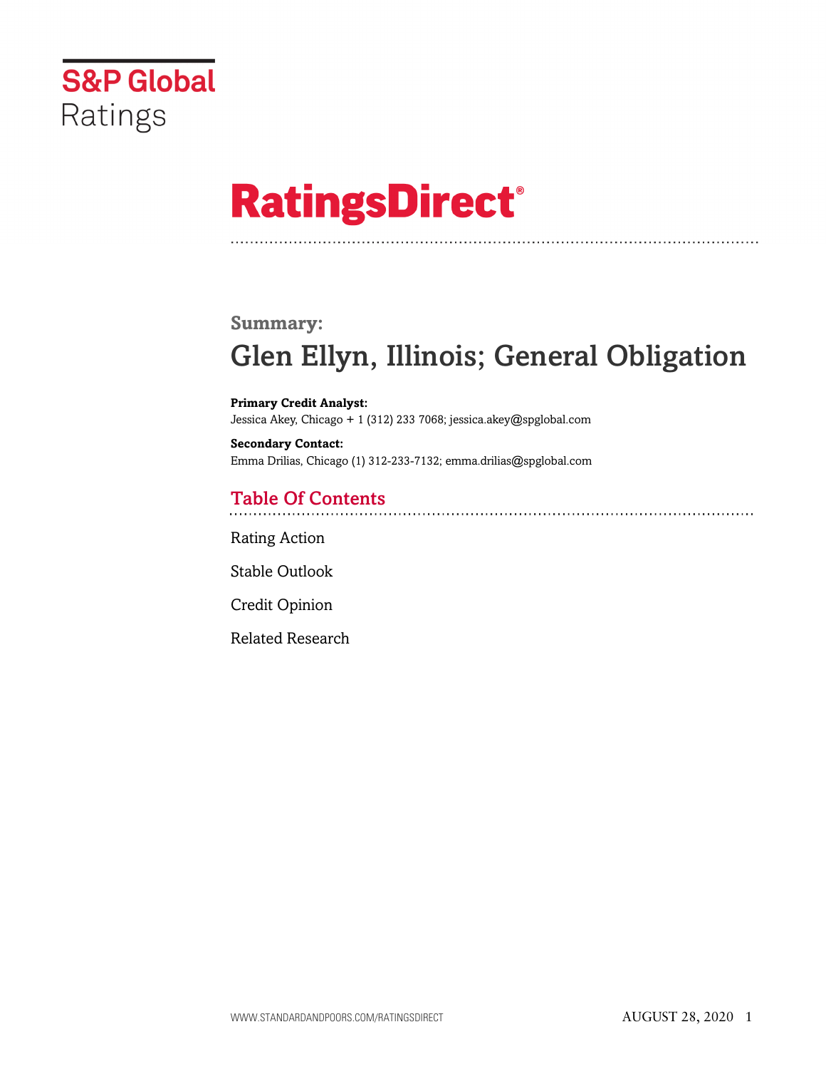S&P Global Ratings

# RatingsDirect®

## Summary:

# Glen Ellyn, Illinois; General Obligation

**Primary Credit Analyst:**
Jessica Akey, Chicago + 1 (312) 233 7068; jessica.akey@spglobal.com

**Secondary Contact:**
Emma Drilias, Chicago (1) 312-233-7132; emma.drilias@spglobal.com

## Table Of Contents

Rating Action

Stable Outlook

Credit Opinion

Related Research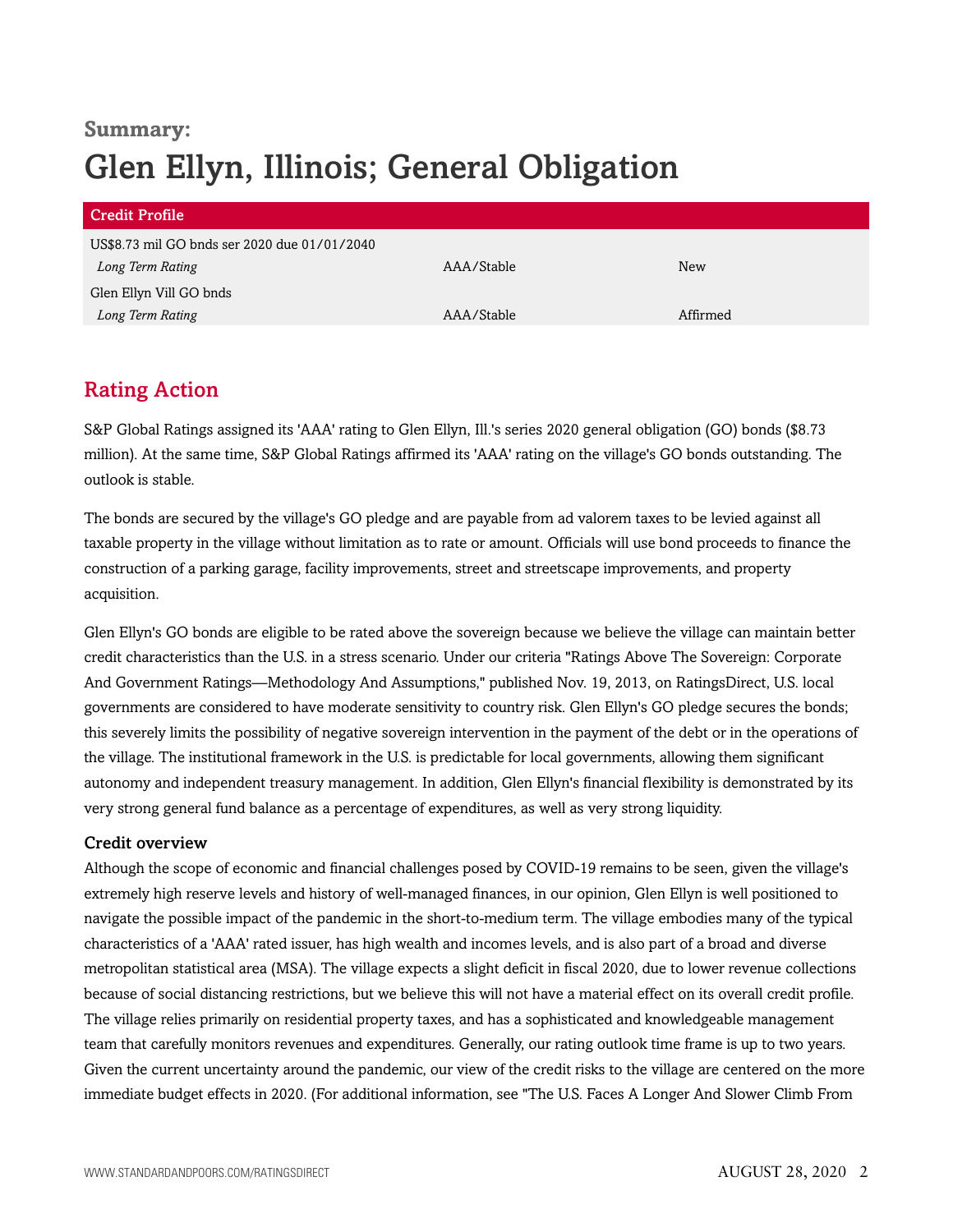**Summary:**

# Glen Ellyn, Illinois; General Obligation

| Credit Profile | | |
|---|---|---|
| US$8.73 mil GO bnds ser 2020 due 01/01/2040 | | |
| *Long Term Rating* | AAA/Stable | New |
| Glen Ellyn Vill GO bnds | | |
| *Long Term Rating* | AAA/Stable | Affirmed |

## Rating Action

S&P Global Ratings assigned its 'AAA' rating to Glen Ellyn, Ill.'s series 2020 general obligation (GO) bonds ($8.73 million). At the same time, S&P Global Ratings affirmed its 'AAA' rating on the village's GO bonds outstanding. The outlook is stable.

The bonds are secured by the village's GO pledge and are payable from ad valorem taxes to be levied against all taxable property in the village without limitation as to rate or amount. Officials will use bond proceeds to finance the construction of a parking garage, facility improvements, street and streetscape improvements, and property acquisition.

Glen Ellyn's GO bonds are eligible to be rated above the sovereign because we believe the village can maintain better credit characteristics than the U.S. in a stress scenario. Under our criteria "Ratings Above The Sovereign: Corporate And Government Ratings—Methodology And Assumptions," published Nov. 19, 2013, on RatingsDirect, U.S. local governments are considered to have moderate sensitivity to country risk. Glen Ellyn's GO pledge secures the bonds; this severely limits the possibility of negative sovereign intervention in the payment of the debt or in the operations of the village. The institutional framework in the U.S. is predictable for local governments, allowing them significant autonomy and independent treasury management. In addition, Glen Ellyn's financial flexibility is demonstrated by its very strong general fund balance as a percentage of expenditures, as well as very strong liquidity.

### Credit overview

Although the scope of economic and financial challenges posed by COVID-19 remains to be seen, given the village's extremely high reserve levels and history of well-managed finances, in our opinion, Glen Ellyn is well positioned to navigate the possible impact of the pandemic in the short-to-medium term. The village embodies many of the typical characteristics of a 'AAA' rated issuer, has high wealth and incomes levels, and is also part of a broad and diverse metropolitan statistical area (MSA). The village expects a slight deficit in fiscal 2020, due to lower revenue collections because of social distancing restrictions, but we believe this will not have a material effect on its overall credit profile. The village relies primarily on residential property taxes, and has a sophisticated and knowledgeable management team that carefully monitors revenues and expenditures. Generally, our rating outlook time frame is up to two years. Given the current uncertainty around the pandemic, our view of the credit risks to the village are centered on the more immediate budget effects in 2020. (For additional information, see "The U.S. Faces A Longer And Slower Climb From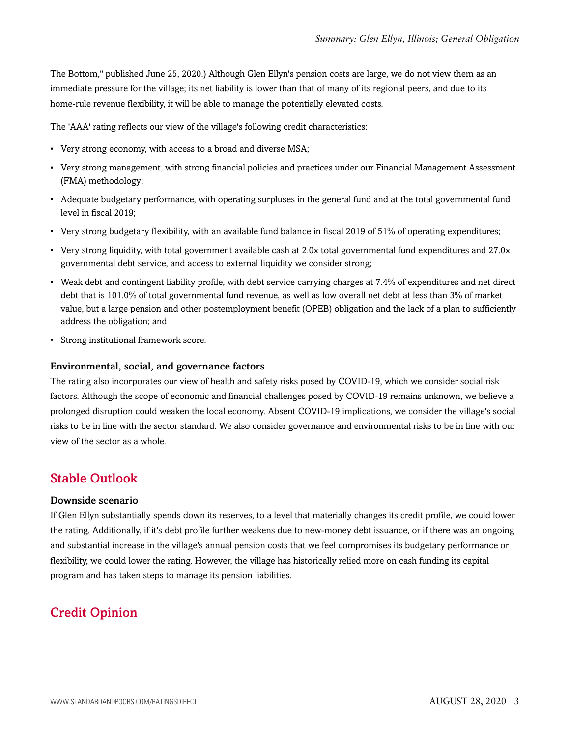The Bottom," published June 25, 2020.) Although Glen Ellyn's pension costs are large, we do not view them as an immediate pressure for the village; its net liability is lower than that of many of its regional peers, and due to its home-rule revenue flexibility, it will be able to manage the potentially elevated costs.

The 'AAA' rating reflects our view of the village's following credit characteristics:

- Very strong economy, with access to a broad and diverse MSA;
- Very strong management, with strong financial policies and practices under our Financial Management Assessment (FMA) methodology;
- Adequate budgetary performance, with operating surpluses in the general fund and at the total governmental fund level in fiscal 2019;
- Very strong budgetary flexibility, with an available fund balance in fiscal 2019 of 51% of operating expenditures;
- Very strong liquidity, with total government available cash at 2.0x total governmental fund expenditures and 27.0x governmental debt service, and access to external liquidity we consider strong;
- Weak debt and contingent liability profile, with debt service carrying charges at 7.4% of expenditures and net direct debt that is 101.0% of total governmental fund revenue, as well as low overall net debt at less than 3% of market value, but a large pension and other postemployment benefit (OPEB) obligation and the lack of a plan to sufficiently address the obligation; and
- Strong institutional framework score.

### Environmental, social, and governance factors

The rating also incorporates our view of health and safety risks posed by COVID-19, which we consider social risk factors. Although the scope of economic and financial challenges posed by COVID-19 remains unknown, we believe a prolonged disruption could weaken the local economy. Absent COVID-19 implications, we consider the village's social risks to be in line with the sector standard. We also consider governance and environmental risks to be in line with our view of the sector as a whole.

## Stable Outlook

### Downside scenario

If Glen Ellyn substantially spends down its reserves, to a level that materially changes its credit profile, we could lower the rating. Additionally, if it's debt profile further weakens due to new-money debt issuance, or if there was an ongoing and substantial increase in the village's annual pension costs that we feel compromises its budgetary performance or flexibility, we could lower the rating. However, the village has historically relied more on cash funding its capital program and has taken steps to manage its pension liabilities.

## Credit Opinion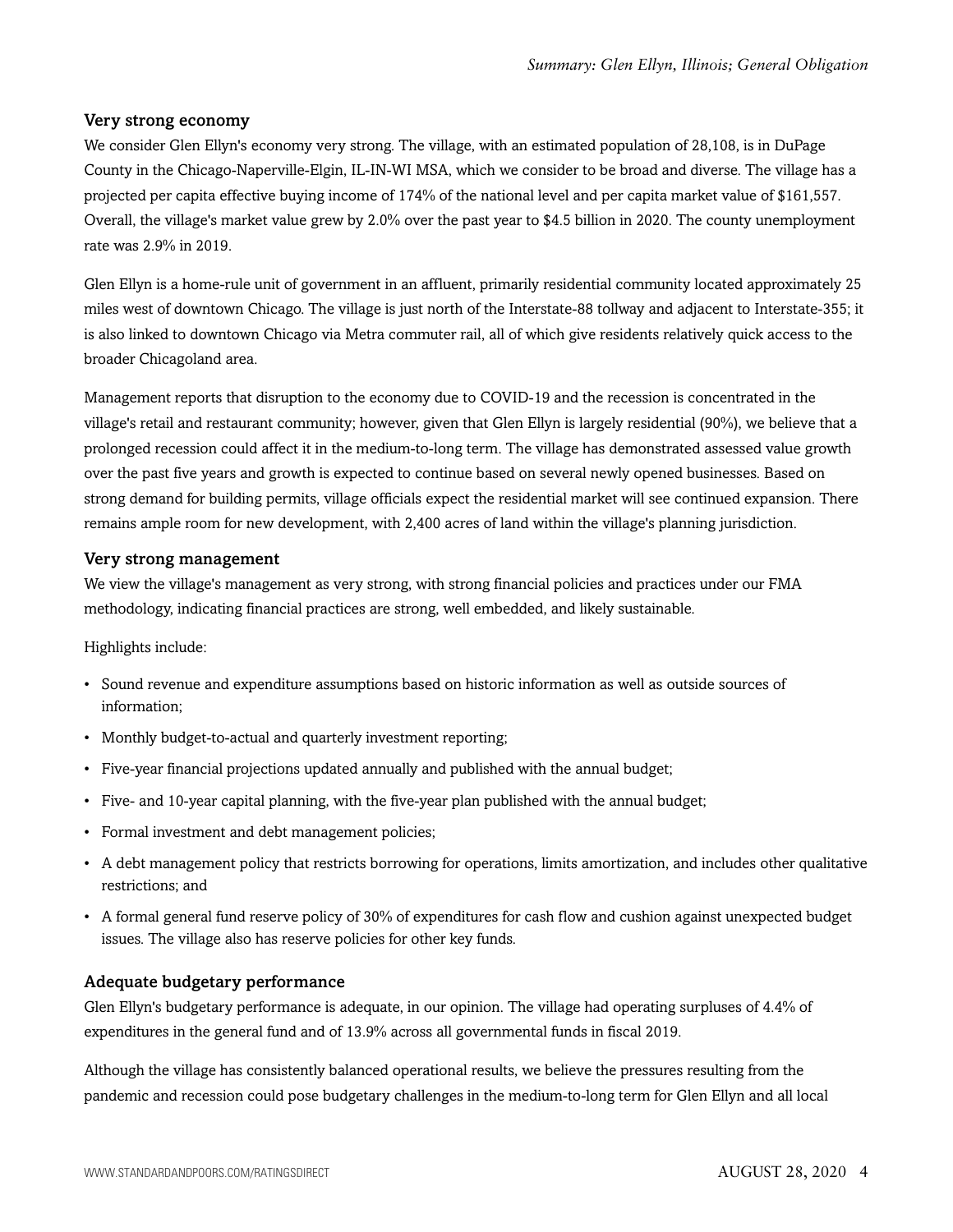### Very strong economy

We consider Glen Ellyn's economy very strong. The village, with an estimated population of 28,108, is in DuPage County in the Chicago-Naperville-Elgin, IL-IN-WI MSA, which we consider to be broad and diverse. The village has a projected per capita effective buying income of 174% of the national level and per capita market value of $161,557. Overall, the village's market value grew by 2.0% over the past year to $4.5 billion in 2020. The county unemployment rate was 2.9% in 2019.

Glen Ellyn is a home-rule unit of government in an affluent, primarily residential community located approximately 25 miles west of downtown Chicago. The village is just north of the Interstate-88 tollway and adjacent to Interstate-355; it is also linked to downtown Chicago via Metra commuter rail, all of which give residents relatively quick access to the broader Chicagoland area.

Management reports that disruption to the economy due to COVID-19 and the recession is concentrated in the village's retail and restaurant community; however, given that Glen Ellyn is largely residential (90%), we believe that a prolonged recession could affect it in the medium-to-long term. The village has demonstrated assessed value growth over the past five years and growth is expected to continue based on several newly opened businesses. Based on strong demand for building permits, village officials expect the residential market will see continued expansion. There remains ample room for new development, with 2,400 acres of land within the village's planning jurisdiction.

### Very strong management

We view the village's management as very strong, with strong financial policies and practices under our FMA methodology, indicating financial practices are strong, well embedded, and likely sustainable.

Highlights include:

- Sound revenue and expenditure assumptions based on historic information as well as outside sources of information;
- Monthly budget-to-actual and quarterly investment reporting;
- Five-year financial projections updated annually and published with the annual budget;
- Five- and 10-year capital planning, with the five-year plan published with the annual budget;
- Formal investment and debt management policies;
- A debt management policy that restricts borrowing for operations, limits amortization, and includes other qualitative restrictions; and
- A formal general fund reserve policy of 30% of expenditures for cash flow and cushion against unexpected budget issues. The village also has reserve policies for other key funds.

### Adequate budgetary performance

Glen Ellyn's budgetary performance is adequate, in our opinion. The village had operating surpluses of 4.4% of expenditures in the general fund and of 13.9% across all governmental funds in fiscal 2019.

Although the village has consistently balanced operational results, we believe the pressures resulting from the pandemic and recession could pose budgetary challenges in the medium-to-long term for Glen Ellyn and all local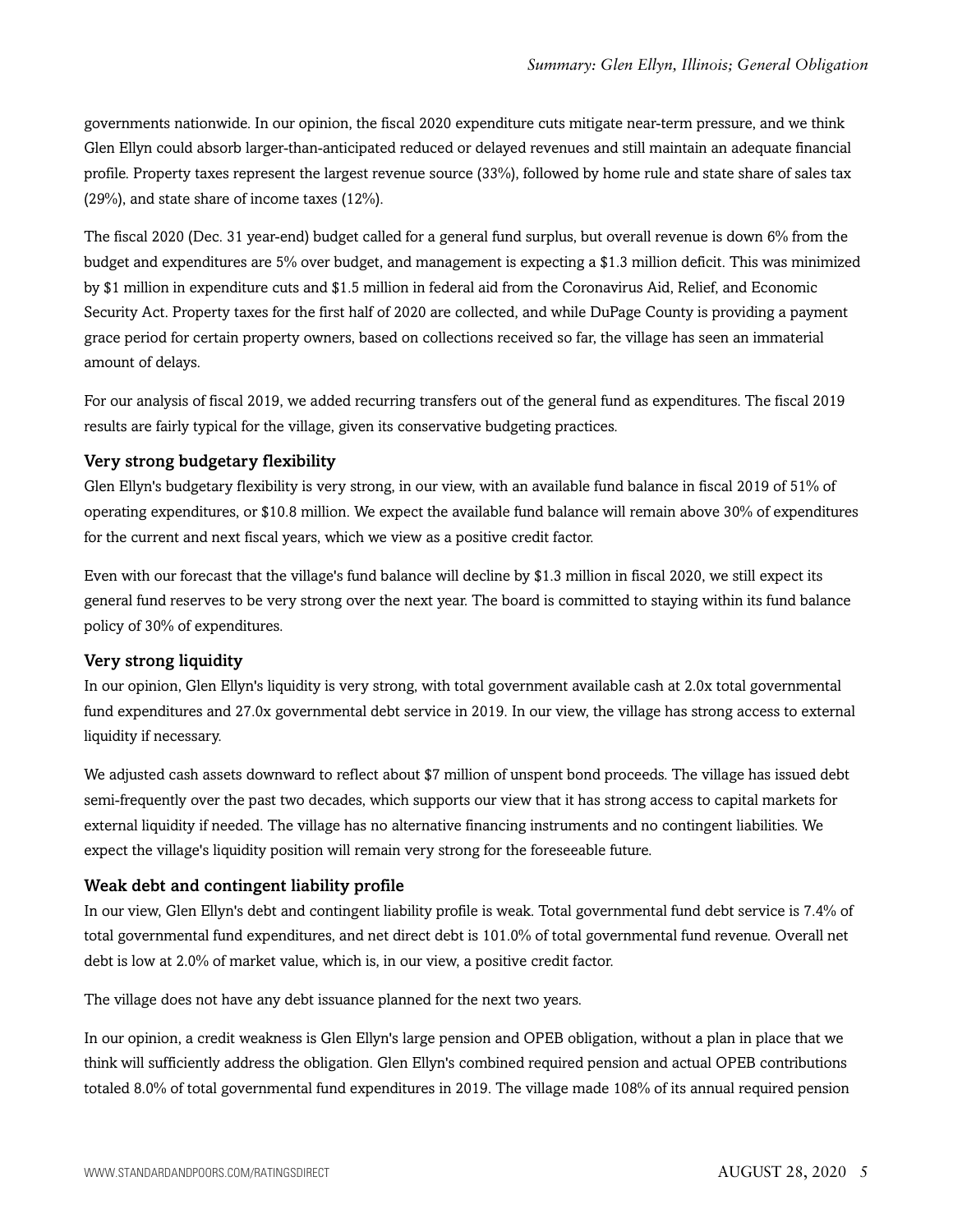governments nationwide. In our opinion, the fiscal 2020 expenditure cuts mitigate near-term pressure, and we think Glen Ellyn could absorb larger-than-anticipated reduced or delayed revenues and still maintain an adequate financial profile. Property taxes represent the largest revenue source (33%), followed by home rule and state share of sales tax (29%), and state share of income taxes (12%).

The fiscal 2020 (Dec. 31 year-end) budget called for a general fund surplus, but overall revenue is down 6% from the budget and expenditures are 5% over budget, and management is expecting a $1.3 million deficit. This was minimized by $1 million in expenditure cuts and $1.5 million in federal aid from the Coronavirus Aid, Relief, and Economic Security Act. Property taxes for the first half of 2020 are collected, and while DuPage County is providing a payment grace period for certain property owners, based on collections received so far, the village has seen an immaterial amount of delays.

For our analysis of fiscal 2019, we added recurring transfers out of the general fund as expenditures. The fiscal 2019 results are fairly typical for the village, given its conservative budgeting practices.

### Very strong budgetary flexibility

Glen Ellyn's budgetary flexibility is very strong, in our view, with an available fund balance in fiscal 2019 of 51% of operating expenditures, or $10.8 million. We expect the available fund balance will remain above 30% of expenditures for the current and next fiscal years, which we view as a positive credit factor.

Even with our forecast that the village's fund balance will decline by $1.3 million in fiscal 2020, we still expect its general fund reserves to be very strong over the next year. The board is committed to staying within its fund balance policy of 30% of expenditures.

### Very strong liquidity

In our opinion, Glen Ellyn's liquidity is very strong, with total government available cash at 2.0x total governmental fund expenditures and 27.0x governmental debt service in 2019. In our view, the village has strong access to external liquidity if necessary.

We adjusted cash assets downward to reflect about $7 million of unspent bond proceeds. The village has issued debt semi-frequently over the past two decades, which supports our view that it has strong access to capital markets for external liquidity if needed. The village has no alternative financing instruments and no contingent liabilities. We expect the village's liquidity position will remain very strong for the foreseeable future.

### Weak debt and contingent liability profile

In our view, Glen Ellyn's debt and contingent liability profile is weak. Total governmental fund debt service is 7.4% of total governmental fund expenditures, and net direct debt is 101.0% of total governmental fund revenue. Overall net debt is low at 2.0% of market value, which is, in our view, a positive credit factor.

The village does not have any debt issuance planned for the next two years.

In our opinion, a credit weakness is Glen Ellyn's large pension and OPEB obligation, without a plan in place that we think will sufficiently address the obligation. Glen Ellyn's combined required pension and actual OPEB contributions totaled 8.0% of total governmental fund expenditures in 2019. The village made 108% of its annual required pension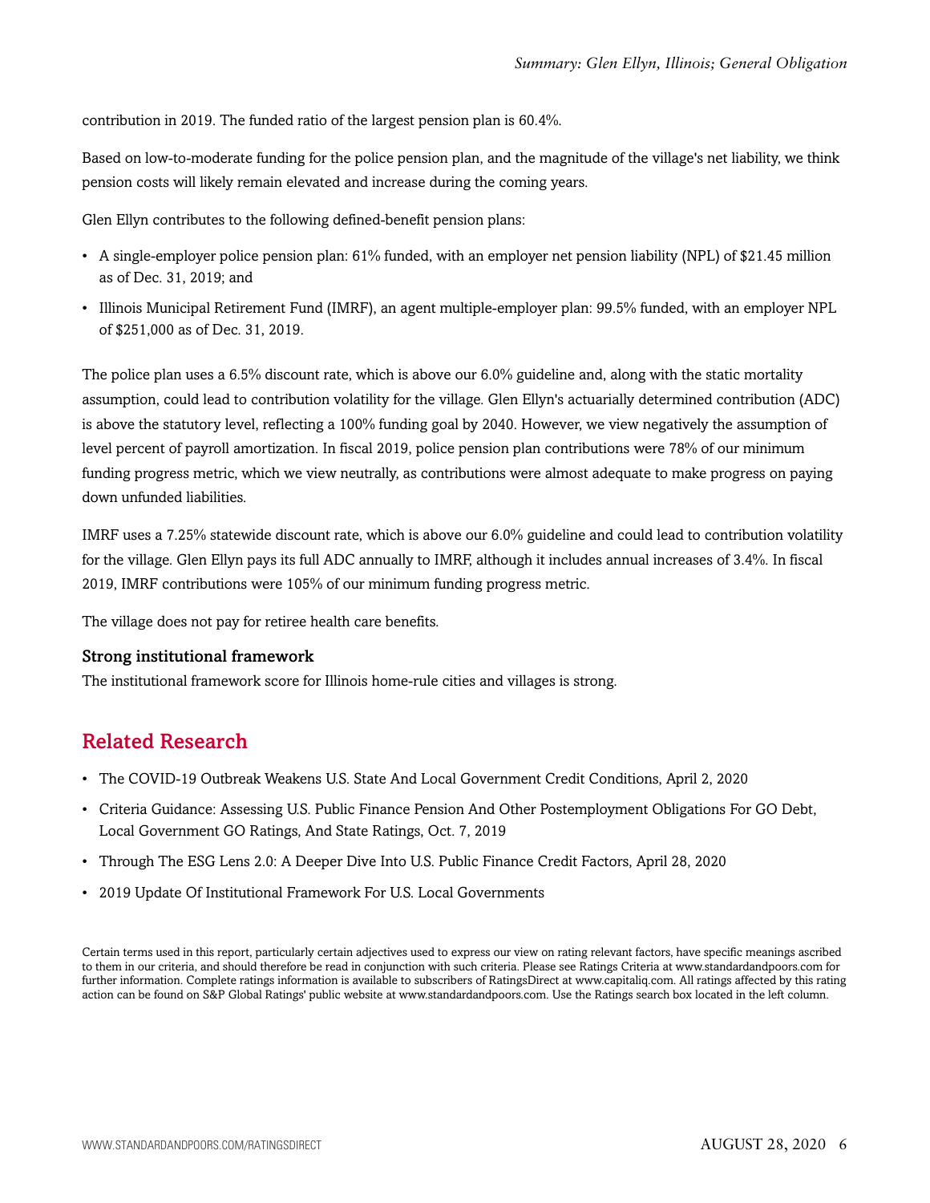contribution in 2019. The funded ratio of the largest pension plan is 60.4%.

Based on low-to-moderate funding for the police pension plan, and the magnitude of the village's net liability, we think pension costs will likely remain elevated and increase during the coming years.

Glen Ellyn contributes to the following defined-benefit pension plans:

- A single-employer police pension plan: 61% funded, with an employer net pension liability (NPL) of $21.45 million as of Dec. 31, 2019; and
- Illinois Municipal Retirement Fund (IMRF), an agent multiple-employer plan: 99.5% funded, with an employer NPL of $251,000 as of Dec. 31, 2019.

The police plan uses a 6.5% discount rate, which is above our 6.0% guideline and, along with the static mortality assumption, could lead to contribution volatility for the village. Glen Ellyn's actuarially determined contribution (ADC) is above the statutory level, reflecting a 100% funding goal by 2040. However, we view negatively the assumption of level percent of payroll amortization. In fiscal 2019, police pension plan contributions were 78% of our minimum funding progress metric, which we view neutrally, as contributions were almost adequate to make progress on paying down unfunded liabilities.

IMRF uses a 7.25% statewide discount rate, which is above our 6.0% guideline and could lead to contribution volatility for the village. Glen Ellyn pays its full ADC annually to IMRF, although it includes annual increases of 3.4%. In fiscal 2019, IMRF contributions were 105% of our minimum funding progress metric.

The village does not pay for retiree health care benefits.

### Strong institutional framework

The institutional framework score for Illinois home-rule cities and villages is strong.

## Related Research

- The COVID-19 Outbreak Weakens U.S. State And Local Government Credit Conditions, April 2, 2020
- Criteria Guidance: Assessing U.S. Public Finance Pension And Other Postemployment Obligations For GO Debt, Local Government GO Ratings, And State Ratings, Oct. 7, 2019
- Through The ESG Lens 2.0: A Deeper Dive Into U.S. Public Finance Credit Factors, April 28, 2020
- 2019 Update Of Institutional Framework For U.S. Local Governments

Certain terms used in this report, particularly certain adjectives used to express our view on rating relevant factors, have specific meanings ascribed to them in our criteria, and should therefore be read in conjunction with such criteria. Please see Ratings Criteria at www.standardandpoors.com for further information. Complete ratings information is available to subscribers of RatingsDirect at www.capitaliq.com. All ratings affected by this rating action can be found on S&P Global Ratings' public website at www.standardandpoors.com. Use the Ratings search box located in the left column.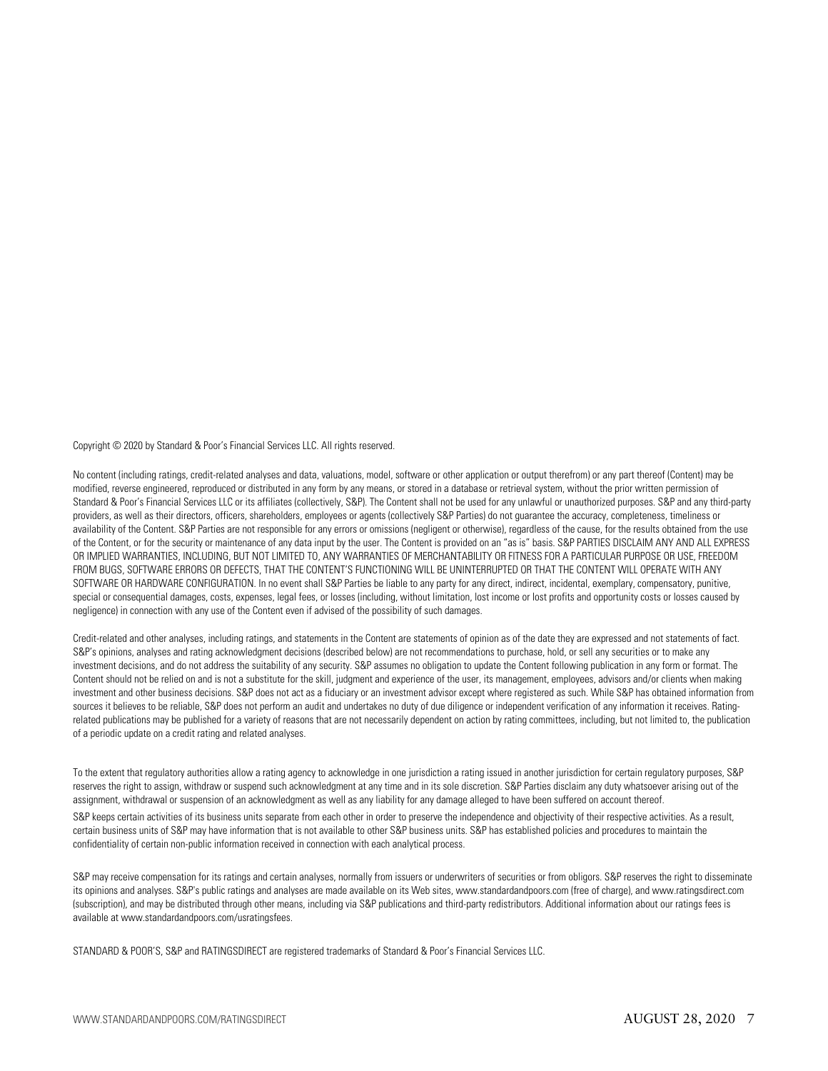Copyright © 2020 by Standard & Poor's Financial Services LLC. All rights reserved.

No content (including ratings, credit-related analyses and data, valuations, model, software or other application or output therefrom) or any part thereof (Content) may be modified, reverse engineered, reproduced or distributed in any form by any means, or stored in a database or retrieval system, without the prior written permission of Standard & Poor's Financial Services LLC or its affiliates (collectively, S&P). The Content shall not be used for any unlawful or unauthorized purposes. S&P and any third-party providers, as well as their directors, officers, shareholders, employees or agents (collectively S&P Parties) do not guarantee the accuracy, completeness, timeliness or availability of the Content. S&P Parties are not responsible for any errors or omissions (negligent or otherwise), regardless of the cause, for the results obtained from the use of the Content, or for the security or maintenance of any data input by the user. The Content is provided on an "as is" basis. S&P PARTIES DISCLAIM ANY AND ALL EXPRESS OR IMPLIED WARRANTIES, INCLUDING, BUT NOT LIMITED TO, ANY WARRANTIES OF MERCHANTABILITY OR FITNESS FOR A PARTICULAR PURPOSE OR USE, FREEDOM FROM BUGS, SOFTWARE ERRORS OR DEFECTS, THAT THE CONTENT'S FUNCTIONING WILL BE UNINTERRUPTED OR THAT THE CONTENT WILL OPERATE WITH ANY SOFTWARE OR HARDWARE CONFIGURATION. In no event shall S&P Parties be liable to any party for any direct, indirect, incidental, exemplary, compensatory, punitive, special or consequential damages, costs, expenses, legal fees, or losses (including, without limitation, lost income or lost profits and opportunity costs or losses caused by negligence) in connection with any use of the Content even if advised of the possibility of such damages.

Credit-related and other analyses, including ratings, and statements in the Content are statements of opinion as of the date they are expressed and not statements of fact. S&P's opinions, analyses and rating acknowledgment decisions (described below) are not recommendations to purchase, hold, or sell any securities or to make any investment decisions, and do not address the suitability of any security. S&P assumes no obligation to update the Content following publication in any form or format. The Content should not be relied on and is not a substitute for the skill, judgment and experience of the user, its management, employees, advisors and/or clients when making investment and other business decisions. S&P does not act as a fiduciary or an investment advisor except where registered as such. While S&P has obtained information from sources it believes to be reliable, S&P does not perform an audit and undertakes no duty of due diligence or independent verification of any information it receives. Rating-related publications may be published for a variety of reasons that are not necessarily dependent on action by rating committees, including, but not limited to, the publication of a periodic update on a credit rating and related analyses.

To the extent that regulatory authorities allow a rating agency to acknowledge in one jurisdiction a rating issued in another jurisdiction for certain regulatory purposes, S&P reserves the right to assign, withdraw or suspend such acknowledgment at any time and in its sole discretion. S&P Parties disclaim any duty whatsoever arising out of the assignment, withdrawal or suspension of an acknowledgment as well as any liability for any damage alleged to have been suffered on account thereof.

S&P keeps certain activities of its business units separate from each other in order to preserve the independence and objectivity of their respective activities. As a result, certain business units of S&P may have information that is not available to other S&P business units. S&P has established policies and procedures to maintain the confidentiality of certain non-public information received in connection with each analytical process.

S&P may receive compensation for its ratings and certain analyses, normally from issuers or underwriters of securities or from obligors. S&P reserves the right to disseminate its opinions and analyses. S&P's public ratings and analyses are made available on its Web sites, www.standardandpoors.com (free of charge), and www.ratingsdirect.com (subscription), and may be distributed through other means, including via S&P publications and third-party redistributors. Additional information about our ratings fees is available at www.standardandpoors.com/usratingsfees.

STANDARD & POOR'S, S&P and RATINGSDIRECT are registered trademarks of Standard & Poor's Financial Services LLC.